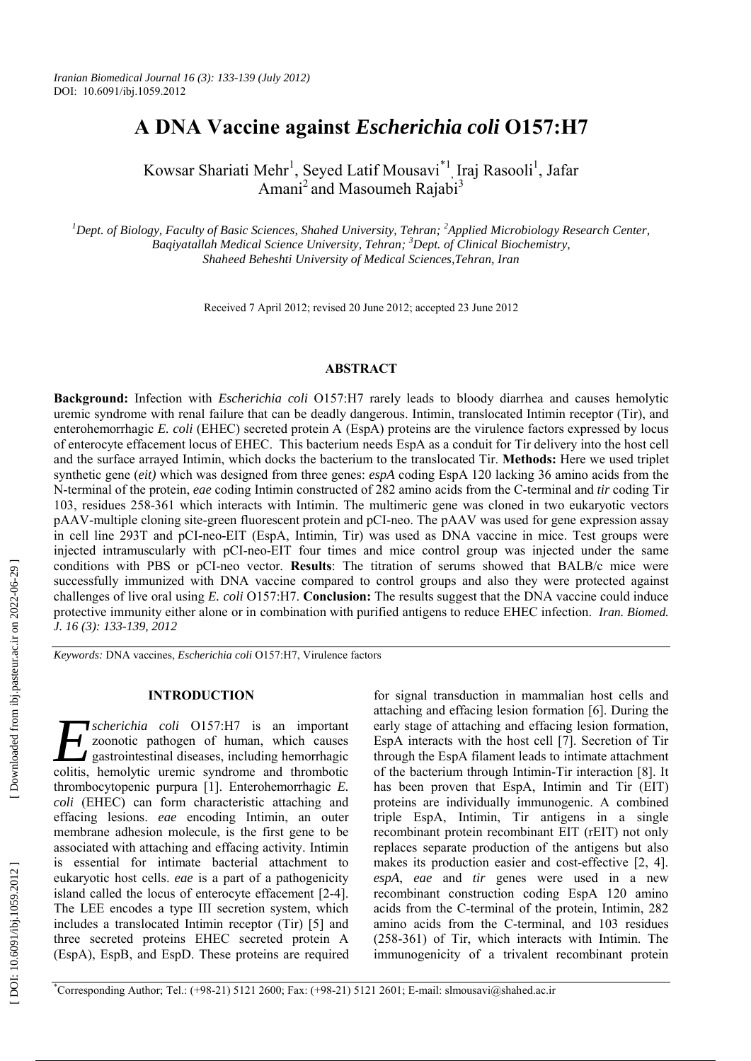# A DNA Vaccine against *Escherichia coli* O157:H7

Kowsar Shariati Mehr[1], Seyed Latif Mousavi[*1], Iraj Rasooli[1], Jafar Amani[2] and Masoumeh Rajabi[3]

*[1]Dept. of Biology, Faculty of Basic Sciences, Shahed University, Tehran; [2]Applied Microbiology Research Center, Baqiyatallah Medical Science University, Tehran; [3]Dept. of Clinical Biochemistry, Shaheed Beheshti University of Medical Sciences, Tehran, Iran*

Received 7 April 2012; revised 20 June 2012; accepted 23 June 2012

## ABSTRACT

**Background:** Infection with *Escherichia coli* O157:H7 rarely leads to bloody diarrhea and causes hemolytic uremic syndrome with renal failure that can be deadly dangerous. Intimin, translocated Intimin receptor (Tir), and enterohemorrhagic *E. coli* (EHEC) secreted protein A (EspA) proteins are the virulence factors expressed by locus of enterocyte effacement locus of EHEC. This bacterium needs EspA as a conduit for Tir delivery into the host cell and the surface arrayed Intimin, which docks the bacterium to the translocated Tir. **Methods:** Here we used triplet synthetic gene (*eit)* which was designed from three genes: *espA* coding EspA 120 lacking 36 amino acids from the N-terminal of the protein, *eae* coding Intimin constructed of 282 amino acids from the C-terminal and *tir* coding Tir 103, residues 258-361 which interacts with Intimin. The multimeric gene was cloned in two eukaryotic vectors pAAV-multiple cloning site-green fluorescent protein and pCI-neo. The pAAV was used for gene expression assay in cell line 293T and pCI-neo-EIT (EspA, Intimin, Tir) was used as DNA vaccine in mice. Test groups were injected intramuscularly with pCI-neo-EIT four times and mice control group was injected under the same conditions with PBS or pCI-neo vector. **Results**: The titration of serums showed that BALB/c mice were successfully immunized with DNA vaccine compared to control groups and also they were protected against challenges of live oral using *E. coli* O157:H7. **Conclusion:** The results suggest that the DNA vaccine could induce protective immunity either alone or in combination with purified antigens to reduce EHEC infection. *Iran. Biomed. J. 16 (3): 133-139, 2012*

*Keywords:* DNA vaccines, *Escherichia coli* O157:H7, Virulence factors

## INTRODUCTION

*Escherichia coli* O157:H7 is an important zoonotic pathogen of human, which causes gastrointestinal diseases, including hemorrhagic colitis, hemolytic uremic syndrome and thrombotic thrombocytopenic purpura [1]. Enterohemorrhagic *E. coli* (EHEC) can form characteristic attaching and effacing lesions. *eae* encoding Intimin, an outer membrane adhesion molecule, is the first gene to be associated with attaching and effacing activity. Intimin is essential for intimate bacterial attachment to eukaryotic host cells. *eae* is a part of a pathogenicity island called the locus of enterocyte effacement [2-4]. The LEE encodes a type III secretion system, which includes a translocated Intimin receptor (Tir) [5] and three secreted proteins EHEC secreted protein A (EspA), EspB, and EspD. These proteins are required for signal transduction in mammalian host cells and attaching and effacing lesion formation [6]. During the early stage of attaching and effacing lesion formation, EspA interacts with the host cell [7]. Secretion of Tir through the EspA filament leads to intimate attachment of the bacterium through Intimin-Tir interaction [8]. It has been proven that EspA, Intimin and Tir (EIT) proteins are individually immunogenic. A combined triple EspA, Intimin, Tir antigens in a single recombinant protein recombinant EIT (rEIT) not only replaces separate production of the antigens but also makes its production easier and cost-effective [2, 4]. *espA*, *eae* and *tir* genes were used in a new recombinant construction coding EspA 120 amino acids from the C-terminal of the protein, Intimin, 282 amino acids from the C-terminal, and 103 residues (258-361) of Tir, which interacts with Intimin. The immunogenicity of a trivalent recombinant protein

*Corresponding Author; Tel.: (+98-21) 5121 2600; Fax: (+98-21) 5121 2601; E-mail: slmousavi@shahed.ac.ir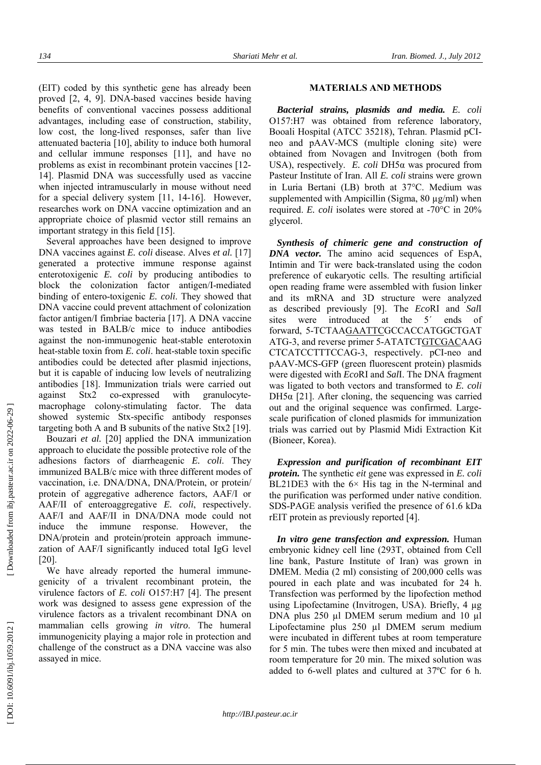(EIT) coded by this synthetic gene has already been proved [2, 4, 9]. DNA-based vaccines beside having benefits of conventional vaccines possess additional advantages, including ease of construction, stability, low cost, the long-lived responses, safer than live attenuated bacteria [10], ability to induce both humoral and cellular immune responses [11], and have no problems as exist in recombinant protein vaccines [12-14]. Plasmid DNA was successfully used as vaccine when injected intramuscularly in mouse without need for a special delivery system [11, 14-16]. However, researches work on DNA vaccine optimization and an appropriate choice of plasmid vector still remains an important strategy in this field [15].

Several approaches have been designed to improve DNA vaccines against *E. coli* disease. Alves *et al.* [17] generated a protective immune response against enterotoxigenic *E. coli* by producing antibodies to block the colonization factor antigen/I-mediated binding of entero-toxigenic *E. coli*. They showed that DNA vaccine could prevent attachment of colonization factor antigen/I fimbriae bacteria [17]. A DNA vaccine was tested in BALB/c mice to induce antibodies against the non-immunogenic heat-stable enterotoxin heat-stable toxin from *E. coli*. heat-stable toxin specific antibodies could be detected after plasmid injections, but it is capable of inducing low levels of neutralizing antibodies [18]. Immunization trials were carried out against Stx2 co-expressed with granulocyte-macrophage colony-stimulating factor. The data showed systemic Stx-specific antibody responses targeting both A and B subunits of the native Stx2 [19].

Bouzari *et al.* [20] applied the DNA immunization approach to elucidate the possible protective role of the adhesions factors of diarrheagenic *E. coli*. They immunized BALB/c mice with three different modes of vaccination, i.e. DNA/DNA, DNA/Protein, or protein/protein of aggregative adherence factors, AAF/I or AAF/II of enteroaggregative *E. coli*, respectively. AAF/I and AAF/II in DNA/DNA mode could not induce the immune response. However, the DNA/protein and protein/protein approach immunezation of AAF/I significantly induced total IgG level [20].

We have already reported the humeral immunegenicity of a trivalent recombinant protein, the virulence factors of *E. coli* O157:H7 [4]. The present work was designed to assess gene expression of the virulence factors as a trivalent recombinant DNA on mammalian cells growing *in vitro*. The humeral immunogenicity playing a major role in protection and challenge of the construct as a DNA vaccine was also assayed in mice.

## MATERIALS AND METHODS

***Bacterial strains, plasmids and media.*** *E. coli* O157:H7 was obtained from reference laboratory, Booali Hospital (ATCC 35218), Tehran. Plasmid pCI-neo and pAAV-MCS (multiple cloning site) were obtained from Novagen and Invitrogen (both from USA), respectively. *E. coli* DH5α was procured from Pasteur Institute of Iran. All *E. coli* strains were grown in Luria Bertani (LB) broth at 37°C. Medium was supplemented with Ampicillin (Sigma, 80 µg/ml) when required. *E. coli* isolates were stored at -70°C in 20% glycerol.

***Synthesis of chimeric gene and construction of DNA vector.*** The amino acid sequences of EspA, Intimin and Tir were back-translated using the codon preference of eukaryotic cells. The resulting artificial open reading frame were assembled with fusion linker and its mRNA and 3D structure were analyzed as described previously [9]. The *Eco*RI and *Sal*I sites were introduced at the 5′ ends of forward, 5-TCTAAGAATTCGCCACCATGGCTGAT ATG-3, and reverse primer 5-ATATCTGTCGACAAG CTCATCCTTTCCAG-3, respectively. pCI-neo and pAAV-MCS-GFP (green fluorescent protein) plasmids were digested with *Eco*RI and *Sal*I. The DNA fragment was ligated to both vectors and transformed to *E. coli* DH5α [21]. After cloning, the sequencing was carried out and the original sequence was confirmed. Large-scale purification of cloned plasmids for immunization trials was carried out by Plasmid Midi Extraction Kit (Bioneer, Korea).

***Expression and purification of recombinant EIT protein.*** The synthetic *eit* gene was expressed in *E. coli* BL21DE3 with the 6× His tag in the N-terminal and the purification was performed under native condition. SDS-PAGE analysis verified the presence of 61.6 kDa rEIT protein as previously reported [4].

***In vitro gene transfection and expression.*** Human embryonic kidney cell line (293T, obtained from Cell line bank, Pasture Institute of Iran) was grown in DMEM. Media (2 ml) consisting of 200,000 cells was poured in each plate and was incubated for 24 h. Transfection was performed by the lipofection method using Lipofectamine (Invitrogen, USA). Briefly, 4 µg DNA plus 250 µl DMEM serum medium and 10 µl Lipofectamine plus 250 µl DMEM serum medium were incubated in different tubes at room temperature for 5 min. The tubes were then mixed and incubated at room temperature for 20 min. The mixed solution was added to 6-well plates and cultured at 37ºC for 6 h.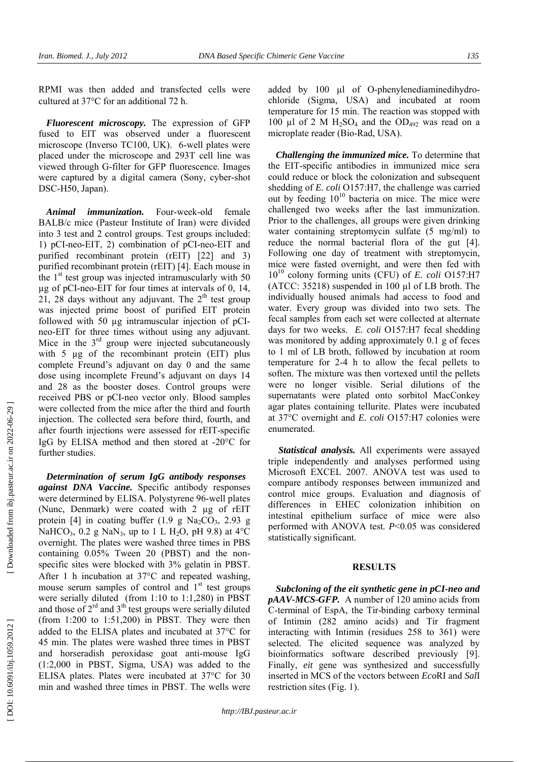RPMI was then added and transfected cells were cultured at 37°C for an additional 72 h.

***Fluorescent microscopy.*** The expression of GFP fused to EIT was observed under a fluorescent microscope (Inverso TC100, UK). 6-well plates were placed under the microscope and 293T cell line was viewed through G-filter for GFP fluorescence. Images were captured by a digital camera (Sony, cyber-shot DSC-H50, Japan).

***Animal immunization.*** Four-week-old female BALB/c mice (Pasteur Institute of Iran) were divided into 3 test and 2 control groups. Test groups included: 1) pCI-neo-EIT, 2) combination of pCI-neo-EIT and purified recombinant protein (rEIT) [22] and 3) purified recombinant protein (rEIT) [4]. Each mouse in the 1st test group was injected intramuscularly with 50 µg of pCI-neo-EIT for four times at intervals of 0, 14, 21, 28 days without any adjuvant. The 2th test group was injected prime boost of purified EIT protein followed with 50 µg intramuscular injection of pCI-neo-EIT for three times without using any adjuvant. Mice in the 3rd group were injected subcutaneously with 5 µg of the recombinant protein (EIT) plus complete Freund's adjuvant on day 0 and the same dose using incomplete Freund's adjuvant on days 14 and 28 as the booster doses. Control groups were received PBS or pCI-neo vector only. Blood samples were collected from the mice after the third and fourth injection. The collected sera before third, fourth, and after fourth injections were assessed for rEIT-specific IgG by ELISA method and then stored at -20°C for further studies.

***Determination of serum IgG antibody responses against DNA Vaccine.*** Specific antibody responses were determined by ELISA. Polystyrene 96-well plates (Nunc, Denmark) were coated with 2 µg of rEIT protein [4] in coating buffer (1.9 g $Na_2CO_3$, 2.93 g $NaHCO_3$, 0.2 g $NaN_3$, up to 1 L $H_2O$, pH 9.8) at 4°C overnight. The plates were washed three times in PBS containing 0.05% Tween 20 (PBST) and the non-specific sites were blocked with 3% gelatin in PBST. After 1 h incubation at 37°C and repeated washing, mouse serum samples of control and 1st test groups were serially diluted (from 1:10 to 1:1,280) in PBST and those of 2rd and 3th test groups were serially diluted (from 1:200 to 1:51,200) in PBST. They were then added to the ELISA plates and incubated at 37°C for 45 min. The plates were washed three times in PBST and horseradish peroxidase goat anti-mouse IgG (1:2,000 in PBST, Sigma, USA) was added to the ELISA plates. Plates were incubated at 37°C for 30 min and washed three times in PBST. The wells were added by 100 µl of O-phenylenediaminedihydrochloride (Sigma, USA) and incubated at room temperature for 15 min. The reaction was stopped with 100 µl of 2 M $H_2SO_4$ and the $OD_{492}$ was read on a microplate reader (Bio-Rad, USA).

***Challenging the immunized mice.*** To determine that the EIT-specific antibodies in immunized mice sera could reduce or block the colonization and subsequent shedding of *E. coli* O157:H7, the challenge was carried out by feeding $10^{10}$ bacteria on mice. The mice were challenged two weeks after the last immunization. Prior to the challenges, all groups were given drinking water containing streptomycin sulfate (5 mg/ml) to reduce the normal bacterial flora of the gut [4]. Following one day of treatment with streptomycin, mice were fasted overnight, and were then fed with $10^{10}$ colony forming units (CFU) of *E. coli* O157:H7 (ATCC: 35218) suspended in 100 µl of LB broth. The individually housed animals had access to food and water. Every group was divided into two sets. The fecal samples from each set were collected at alternate days for two weeks. *E. coli* O157:H7 fecal shedding was monitored by adding approximately 0.1 g of feces to 1 ml of LB broth, followed by incubation at room temperature for 2-4 h to allow the fecal pellets to soften. The mixture was then vortexed until the pellets were no longer visible. Serial dilutions of the supernatants were plated onto sorbitol MacConkey agar plates containing tellurite. Plates were incubated at 37°C overnight and *E. coli* O157:H7 colonies were enumerated.

***Statistical analysis.*** All experiments were assayed triple independently and analyses performed using Microsoft EXCEL 2007. ANOVA test was used to compare antibody responses between immunized and control mice groups. Evaluation and diagnosis of differences in EHEC colonization inhibition on intestinal epithelium surface of mice were also performed with ANOVA test. $P<0.05$ was considered statistically significant.

## RESULTS

***Subcloning of the eit synthetic gene in pCI-neo and pAAV-MCS-GFP.*** A number of 120 amino acids from C-terminal of EspA, the Tir-binding carboxy terminal of Intimin (282 amino acids) and Tir fragment interacting with Intimin (residues 258 to 361) were selected. The elicited sequence was analyzed by bioinformatics software described previously [9]. Finally, *eit* gene was synthesized and successfully inserted in MCS of the vectors between *Eco*RI and *Sal*I restriction sites (Fig. 1).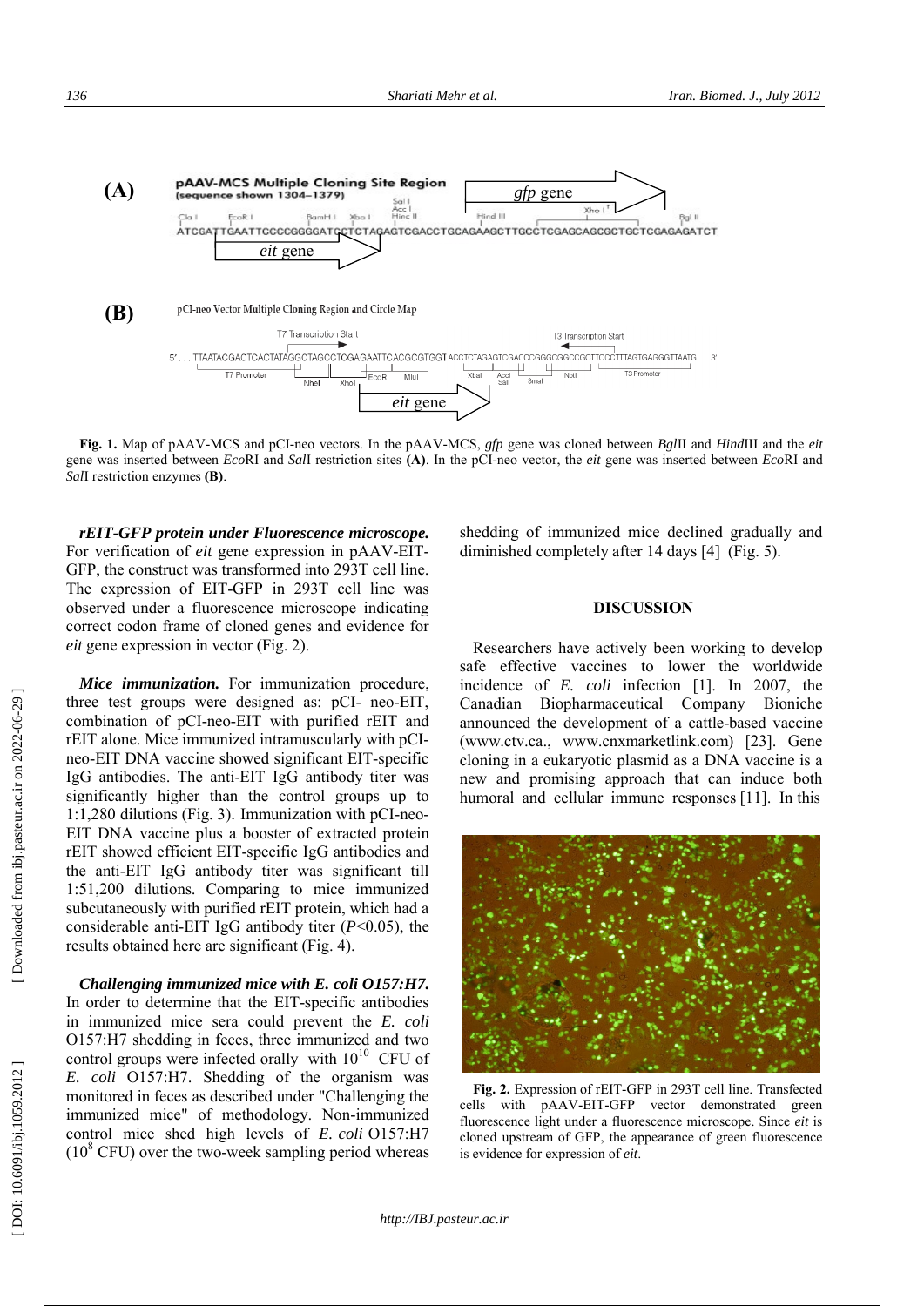(A)

pAAV-MCS Multiple Cloning Site Region
(sequence shown 1304–1379)

gfp gene

Cla I EcoR I BamH I Xba I Sal I Acc I Hinc II Hind III Xho I Bgl II

ATCGATTGAATTCCCCGGGGATCCTCTAGAGTCGACCTGCAGAAGCTTGCCTCGAGCAGCGCTGCTCGAGAGATCT

eit gene

(B)

pCI-neo Vector Multiple Cloning Region and Circle Map

T7 Transcription Start T3 Transcription Start

5'... TTAATACGACTCACTATAGGCTAGCCTCGAGAATTCACGCGTGGTACCTCTAGAGTCGACCCGGGCGGCCGCTTCCCTTTAGTGAGGGTTAATG ... 3'

T7 Promoter NheI XhoI EcoRI MluI XbaI AccI SalI SmaI NotI T3 Promoter

eit gene

**Fig. 1.** Map of pAAV-MCS and pCI-neo vectors. In the pAAV-MCS, *gfp* gene was cloned between *Bgl*II and *Hind*III and the *eit* gene was inserted between *Eco*RI and *Sal*I restriction sites **(A)**. In the pCI-neo vector, the *eit* gene was inserted between *Eco*RI and *Sal*I restriction enzymes **(B)**.

***rEIT-GFP protein under Fluorescence microscope.*** For verification of *eit* gene expression in pAAV-EIT-GFP, the construct was transformed into 293T cell line. The expression of EIT-GFP in 293T cell line was observed under a fluorescence microscope indicating correct codon frame of cloned genes and evidence for *eit* gene expression in vector (Fig. 2).

***Mice immunization.*** For immunization procedure, three test groups were designed as: pCI- neo-EIT, combination of pCI-neo-EIT with purified rEIT and rEIT alone. Mice immunized intramuscularly with pCI-neo-EIT DNA vaccine showed significant EIT-specific IgG antibodies. The anti-EIT IgG antibody titer was significantly higher than the control groups up to 1:1,280 dilutions (Fig. 3). Immunization with pCI-neo-EIT DNA vaccine plus a booster of extracted protein rEIT showed efficient EIT-specific IgG antibodies and the anti-EIT IgG antibody titer was significant till 1:51,200 dilutions. Comparing to mice immunized subcutaneously with purified rEIT protein, which had a considerable anti-EIT IgG antibody titer ($P<0.05$), the results obtained here are significant (Fig. 4).

***Challenging immunized mice with E. coli O157:H7.*** In order to determine that the EIT-specific antibodies in immunized mice sera could prevent the *E. coli* O157:H7 shedding in feces, three immunized and two control groups were infected orally with $10^{10}$ CFU of *E. coli* O157:H7. Shedding of the organism was monitored in feces as described under "Challenging the immunized mice" of methodology. Non-immunized control mice shed high levels of *E. coli* O157:H7 ($10^8$ CFU) over the two-week sampling period whereas shedding of immunized mice declined gradually and diminished completely after 14 days [4] (Fig. 5).

## DISCUSSION

Researchers have actively been working to develop safe effective vaccines to lower the worldwide incidence of *E. coli* infection [1]. In 2007, the Canadian Biopharmaceutical Company Bioniche announced the development of a cattle-based vaccine (www.ctv.ca., www.cnxmarketlink.com) [23]. Gene cloning in a eukaryotic plasmid as a DNA vaccine is a new and promising approach that can induce both humoral and cellular immune responses [11]. In this

**Fig. 2.** Expression of rEIT-GFP in 293T cell line. Transfected cells with pAAV-EIT-GFP vector demonstrated green fluorescence light under a fluorescence microscope. Since *eit* is cloned upstream of GFP, the appearance of green fluorescence is evidence for expression of *eit*.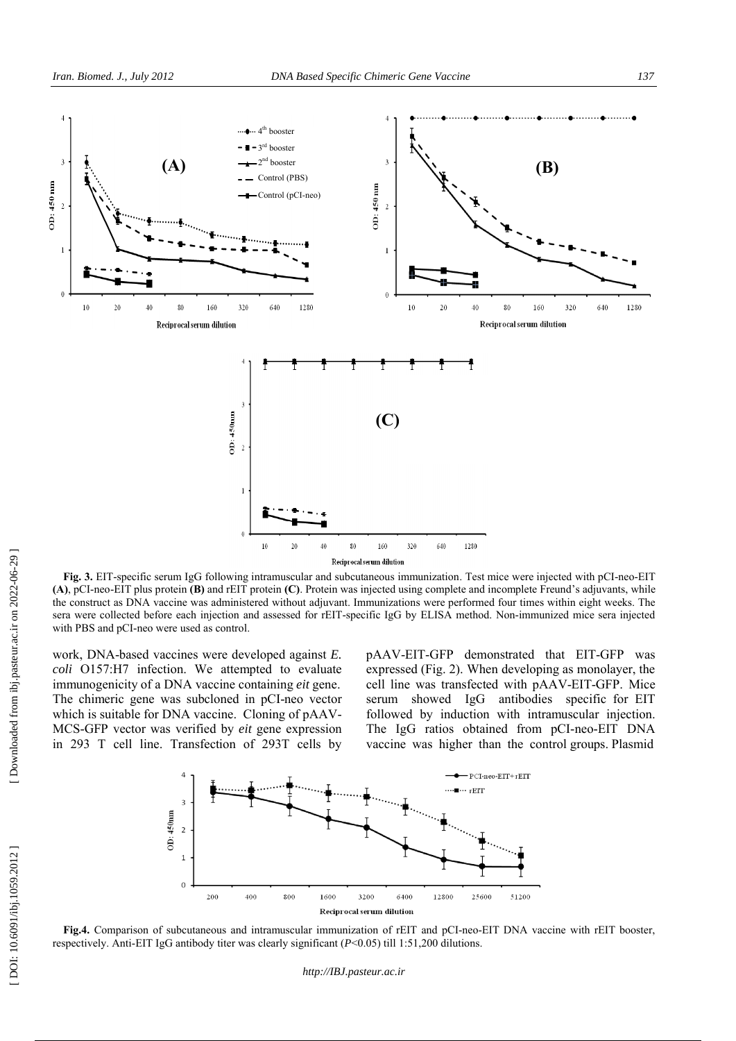4th booster
3rd booster
2nd booster
Control (PBS)
Control (pCI-neo)

(A)

OD: 450 nm

Reciprocal serum dilution

10 20 40 80 160 320 640 1280

(B)

OD: 450 nm

Reciprocal serum dilution

10 20 40 80 160 320 640 1280

(C)

OD: 450nm

Reciprocal serum dilution

10 20 40 80 160 320 640 1280

**Fig. 3.** EIT-specific serum IgG following intramuscular and subcutaneous immunization. Test mice were injected with pCI-neo-EIT **(A)**, pCI-neo-EIT plus protein **(B)** and rEIT protein **(C)**. Protein was injected using complete and incomplete Freund's adjuvants, while the construct as DNA vaccine was administered without adjuvant. Immunizations were performed four times within eight weeks. The sera were collected before each injection and assessed for rEIT-specific IgG by ELISA method. Non-immunized mice sera injected with PBS and pCI-neo were used as control.

work, DNA-based vaccines were developed against *E. coli* O157:H7 infection. We attempted to evaluate immunogenicity of a DNA vaccine containing *eit* gene. The chimeric gene was subcloned in pCI-neo vector which is suitable for DNA vaccine. Cloning of pAAV-MCS-GFP vector was verified by *eit* gene expression in 293 T cell line. Transfection of 293T cells by pAAV-EIT-GFP demonstrated that EIT-GFP was expressed (Fig. 2). When developing as monolayer, the cell line was transfected with pAAV-EIT-GFP. Mice serum showed IgG antibodies specific for EIT followed by induction with intramuscular injection. The IgG ratios obtained from pCI-neo-EIT DNA vaccine was higher than the control groups. Plasmid

PCI-neo-EIT+rEIT
rEIT

OD: 450nm

Reciprocal serum dilution

200 400 800 1600 3200 6400 12800 25600 51200

**Fig.4.** Comparison of subcutaneous and intramuscular immunization of rEIT and pCI-neo-EIT DNA vaccine with rEIT booster, respectively. Anti-EIT IgG antibody titer was clearly significant ($P<0.05$) till 1:51,200 dilutions.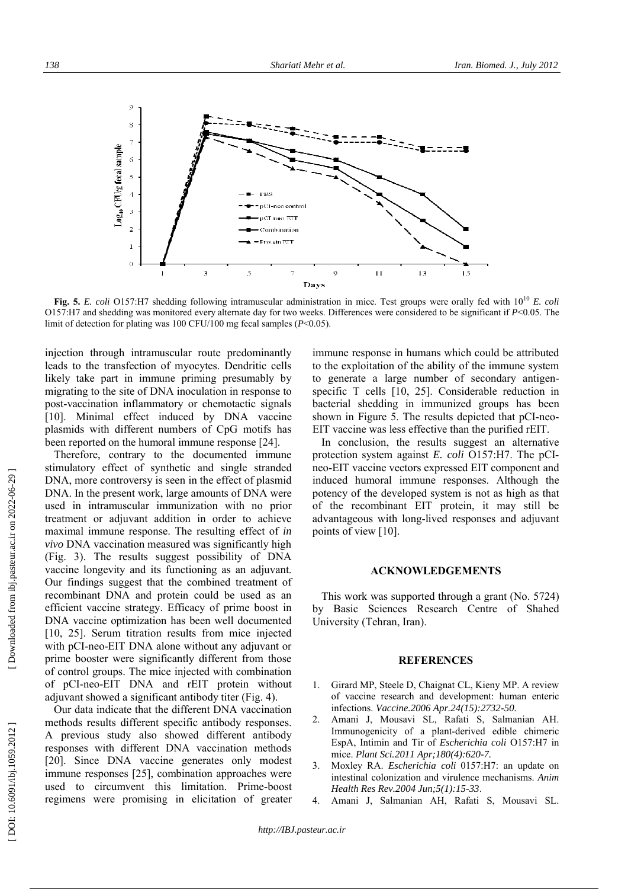9
8
7
6
5
4
3
2
1
0

Log$_{10}$ CFU/g fecal sample

PBS
pCI-neo control
pCI-neo-EIT
Combination
Protein EIT

1 3 5 7 9 11 13 15

Days

**Fig. 5.** *E. coli* O157:H7 shedding following intramuscular administration in mice. Test groups were orally fed with $10^{10}$ *E. coli* O157:H7 and shedding was monitored every alternate day for two weeks. Differences were considered to be significant if *P*<0.05. The limit of detection for plating was 100 CFU/100 mg fecal samples (*P*<0.05).

injection through intramuscular route predominantly leads to the transfection of myocytes. Dendritic cells likely take part in immune priming presumably by migrating to the site of DNA inoculation in response to post-vaccination inflammatory or chemotactic signals [10]. Minimal effect induced by DNA vaccine plasmids with different numbers of CpG motifs has been reported on the humoral immune response [24].

Therefore, contrary to the documented immune stimulatory effect of synthetic and single stranded DNA, more controversy is seen in the effect of plasmid DNA. In the present work, large amounts of DNA were used in intramuscular immunization with no prior treatment or adjuvant addition in order to achieve maximal immune response. The resulting effect of *in vivo* DNA vaccination measured was significantly high (Fig. 3). The results suggest possibility of DNA vaccine longevity and its functioning as an adjuvant. Our findings suggest that the combined treatment of recombinant DNA and protein could be used as an efficient vaccine strategy. Efficacy of prime boost in DNA vaccine optimization has been well documented [10, 25]. Serum titration results from mice injected with pCI-neo-EIT DNA alone without any adjuvant or prime booster were significantly different from those of control groups. The mice injected with combination of pCI-neo-EIT DNA and rEIT protein without adjuvant showed a significant antibody titer (Fig. 4).

Our data indicate that the different DNA vaccination methods results different specific antibody responses. A previous study also showed different antibody responses with different DNA vaccination methods [20]. Since DNA vaccine generates only modest immune responses [25], combination approaches were used to circumvent this limitation. Prime-boost regimens were promising in elicitation of greater immune response in humans which could be attributed to the exploitation of the ability of the immune system to generate a large number of secondary antigen-specific T cells [10, 25]. Considerable reduction in bacterial shedding in immunized groups has been shown in Figure 5. The results depicted that pCI-neo-EIT vaccine was less effective than the purified rEIT.

In conclusion, the results suggest an alternative protection system against *E. coli* O157:H7. The pCI-neo-EIT vaccine vectors expressed EIT component and induced humoral immune responses. Although the potency of the developed system is not as high as that of the recombinant EIT protein, it may still be advantageous with long-lived responses and adjuvant points of view [10].

## ACKNOWLEDGEMENTS

This work was supported through a grant (No. 5724) by Basic Sciences Research Centre of Shahed University (Tehran, Iran).

## REFERENCES

1. Girard MP, Steele D, Chaignat CL, Kieny MP. A review of vaccine research and development: human enteric infections. *Vaccine.2006 Apr.24(15):2732-50.*
2. Amani J, Mousavi SL, Rafati S, Salmanian AH. Immunogenicity of a plant-derived edible chimeric EspA, Intimin and Tir of *Escherichia coli* O157:H7 in mice. *Plant Sci.2011 Apr;180(4):620-7.*
3. Moxley RA. *Escherichia coli* 0157:H7: an update on intestinal colonization and virulence mechanisms. *Anim Health Res Rev.2004 Jun;5(1):15-33*.
4. Amani J, Salmanian AH, Rafati S, Mousavi SL.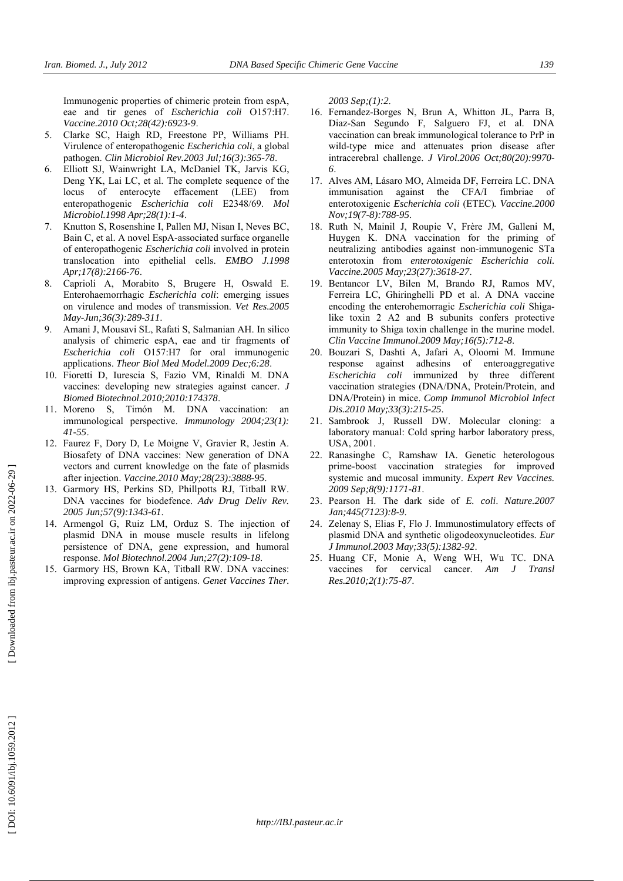Immunogenic properties of chimeric protein from espA, eae and tir genes of *Escherichia coli* O157:H7. *Vaccine.2010 Oct;28(42):6923-9*.

5. Clarke SC, Haigh RD, Freestone PP, Williams PH. Virulence of enteropathogenic *Escherichia coli*, a global pathogen. *Clin Microbiol Rev.2003 Jul;16(3):365-78*.
6. Elliott SJ, Wainwright LA, McDaniel TK, Jarvis KG, Deng YK, Lai LC, et al. The complete sequence of the locus of enterocyte effacement (LEE) from enteropathogenic *Escherichia coli* E2348/69. *Mol Microbiol.1998 Apr;28(1):1-4*.
7. Knutton S, Rosenshine I, Pallen MJ, Nisan I, Neves BC, Bain C, et al. A novel EspA-associated surface organelle of enteropathogenic *Escherichia coli* involved in protein translocation into epithelial cells. *EMBO J.1998 Apr;17(8):2166-76*.
8. Caprioli A, Morabito S, Brugere H, Oswald E. Enterohaemorrhagic *Escherichia coli*: emerging issues on virulence and modes of transmission. *Vet Res.2005 May-Jun;36(3):289-311*.
9. Amani J, Mousavi SL, Rafati S, Salmanian AH. In silico analysis of chimeric espA, eae and tir fragments of *Escherichia coli* O157:H7 for oral immunogenic applications. *Theor Biol Med Model.2009 Dec;6:28*.
10. Fioretti D, Iurescia S, Fazio VM, Rinaldi M. DNA vaccines: developing new strategies against cancer. *J Biomed Biotechnol.2010;2010:174378*.
11. Moreno S, Timón M. DNA vaccination: an immunological perspective. *Immunology 2004;23(1): 41-55*.
12. Faurez F, Dory D, Le Moigne V, Gravier R, Jestin A. Biosafety of DNA vaccines: New generation of DNA vectors and current knowledge on the fate of plasmids after injection. *Vaccine.2010 May;28(23):3888-95*.
13. Garmory HS, Perkins SD, Phillpotts RJ, Titball RW. DNA vaccines for biodefence. *Adv Drug Deliv Rev. 2005 Jun;57(9):1343-61*.
14. Armengol G, Ruiz LM, Orduz S. The injection of plasmid DNA in mouse muscle results in lifelong persistence of DNA, gene expression, and humoral response. *Mol Biotechnol.2004 Jun;27(2):109-18*.
15. Garmory HS, Brown KA, Titball RW. DNA vaccines: improving expression of antigens. *Genet Vaccines Ther. 2003 Sep;(1):2*.
16. Fernandez-Borges N, Brun A, Whitton JL, Parra B, Diaz-San Segundo F, Salguero FJ, et al. DNA vaccination can break immunological tolerance to PrP in wild-type mice and attenuates prion disease after intracerebral challenge. *J Virol.2006 Oct;80(20):9970-6*.
17. Alves AM, Lásaro MO, Almeida DF, Ferreira LC. DNA immunisation against the CFA/I fimbriae of enterotoxigenic *Escherichia coli* (ETEC)*. Vaccine.2000 Nov;19(7-8):788-95*.
18. Ruth N, Mainil J, Roupie V, Frère JM, Galleni M, Huygen K. DNA vaccination for the priming of neutralizing antibodies against non-immunogenic STa enterotoxin from *enterotoxigenic Escherichia coli. Vaccine.2005 May;23(27):3618-27*.
19. Bentancor LV, Bilen M, Brando RJ, Ramos MV, Ferreira LC, Ghiringhelli PD et al. A DNA vaccine encoding the enterohemorragic *Escherichia coli* Shiga-like toxin 2 A2 and B subunits confers protective immunity to Shiga toxin challenge in the murine model. *Clin Vaccine Immunol.2009 May;16(5):712-8*.
20. Bouzari S, Dashti A, Jafari A, Oloomi M. Immune response against adhesins of enteroaggregative *Escherichia coli* immunized by three different vaccination strategies (DNA/DNA, Protein/Protein, and DNA/Protein) in mice. *Comp Immunol Microbiol Infect Dis.2010 May;33(3):215-25*.
21. Sambrook J, Russell DW. Molecular cloning: a laboratory manual: Cold spring harbor laboratory press, USA, 2001.
22. Ranasinghe C, Ramshaw IA. Genetic heterologous prime-boost vaccination strategies for improved systemic and mucosal immunity. *Expert Rev Vaccines. 2009 Sep;8(9):1171-81*.
23. Pearson H. The dark side of *E. coli*. *Nature.2007 Jan;445(7123):8-9*.
24. Zelenay S, Elias F, Flo J. Immunostimulatory effects of plasmid DNA and synthetic oligodeoxynucleotides. *Eur J Immunol.2003 May;33(5):1382-92*.
25. Huang CF, Monie A, Weng WH, Wu TC. DNA vaccines for cervical cancer. *Am J Transl Res.2010;2(1):75-87*.